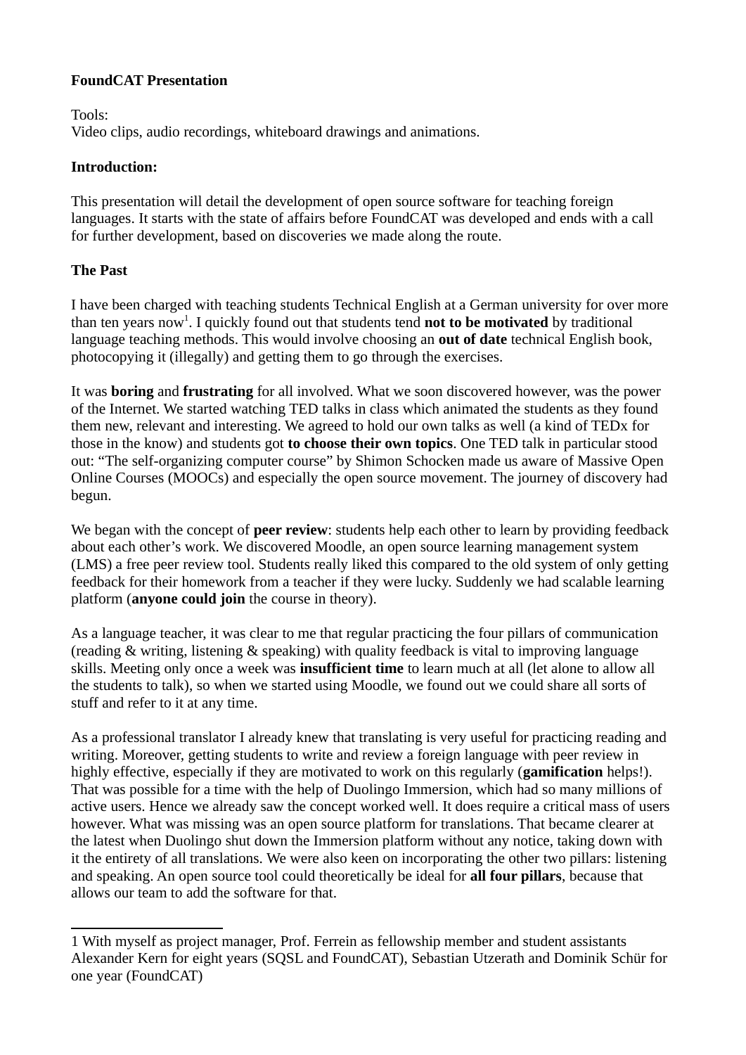**FoundCAT Presentation**

Tools:
Video clips, audio recordings, whiteboard drawings and animations.

**Introduction:**

This presentation will detail the development of open source software for teaching foreign languages. It starts with the state of affairs before FoundCAT was developed and ends with a call for further development, based on discoveries we made along the route.

**The Past**

I have been charged with teaching students Technical English at a German university for over more than ten years now[1]. I quickly found out that students tend **not to be motivated** by traditional language teaching methods. This would involve choosing an **out of date** technical English book, photocopying it (illegally) and getting them to go through the exercises.

It was **boring** and **frustrating** for all involved. What we soon discovered however, was the power of the Internet. We started watching TED talks in class which animated the students as they found them new, relevant and interesting. We agreed to hold our own talks as well (a kind of TEDx for those in the know) and students got **to choose their own topics**. One TED talk in particular stood out: “The self-organizing computer course” by Shimon Schocken made us aware of Massive Open Online Courses (MOOCs) and especially the open source movement. The journey of discovery had begun.

We began with the concept of **peer review**: students help each other to learn by providing feedback about each other’s work. We discovered Moodle, an open source learning management system (LMS) a free peer review tool. Students really liked this compared to the old system of only getting feedback for their homework from a teacher if they were lucky. Suddenly we had scalable learning platform (**anyone could join** the course in theory).

As a language teacher, it was clear to me that regular practicing the four pillars of communication (reading & writing, listening & speaking) with quality feedback is vital to improving language skills. Meeting only once a week was **insufficient time** to learn much at all (let alone to allow all the students to talk), so when we started using Moodle, we found out we could share all sorts of stuff and refer to it at any time.

As a professional translator I already knew that translating is very useful for practicing reading and writing. Moreover, getting students to write and review a foreign language with peer review in highly effective, especially if they are motivated to work on this regularly (**gamification** helps!). That was possible for a time with the help of Duolingo Immersion, which had so many millions of active users. Hence we already saw the concept worked well. It does require a critical mass of users however. What was missing was an open source platform for translations. That became clearer at the latest when Duolingo shut down the Immersion platform without any notice, taking down with it the entirety of all translations. We were also keen on incorporating the other two pillars: listening and speaking. An open source tool could theoretically be ideal for **all four pillars**, because that allows our team to add the software for that.

---

1 With myself as project manager, Prof. Ferrein as fellowship member and student assistants Alexander Kern for eight years (SQSL and FoundCAT), Sebastian Utzerath and Dominik Schür for one year (FoundCAT)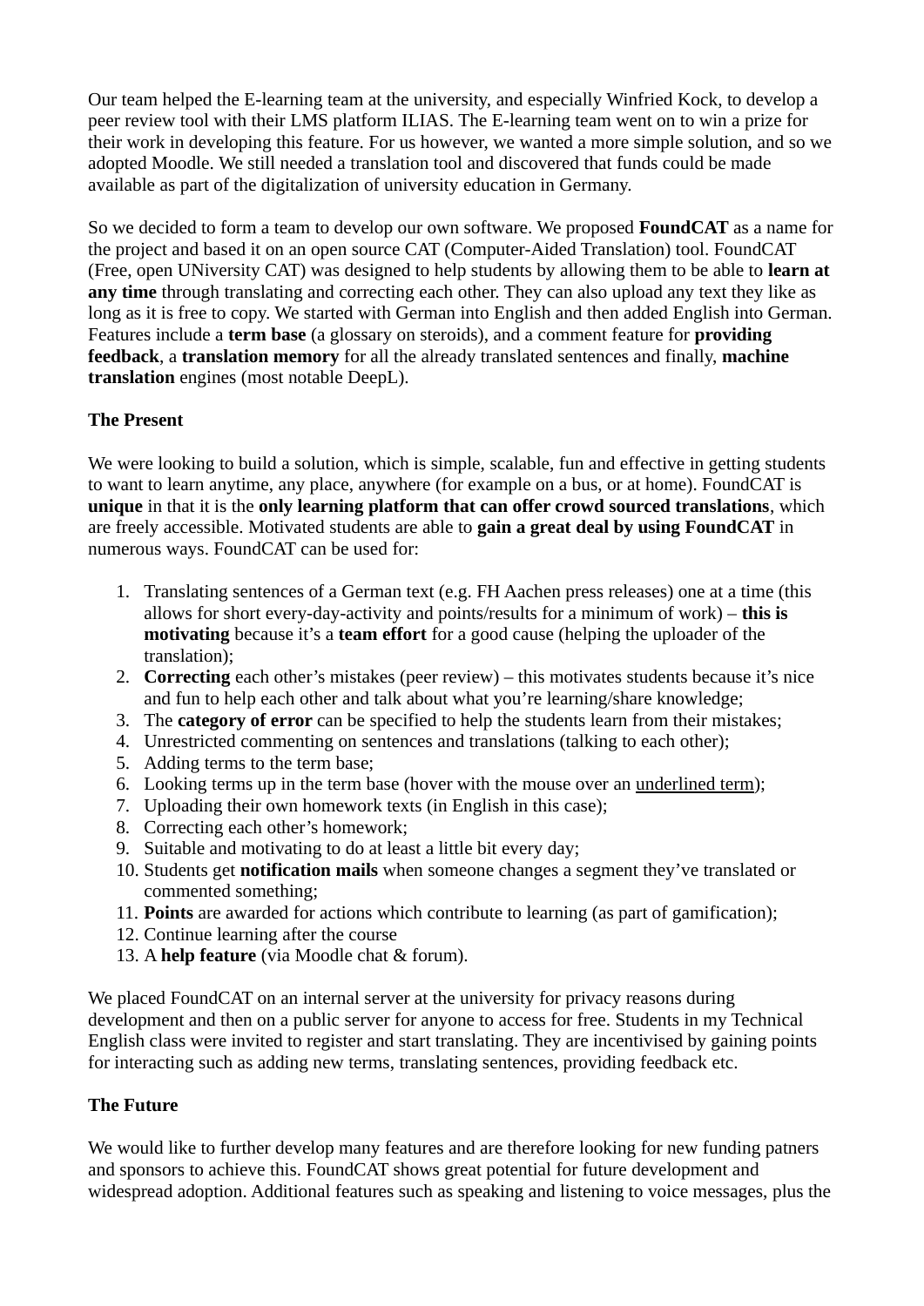Our team helped the E-learning team at the university, and especially Winfried Kock, to develop a peer review tool with their LMS platform ILIAS. The E-learning team went on to win a prize for their work in developing this feature. For us however, we wanted a more simple solution, and so we adopted Moodle. We still needed a translation tool and discovered that funds could be made available as part of the digitalization of university education in Germany.

So we decided to form a team to develop our own software. We proposed **FoundCAT** as a name for the project and based it on an open source CAT (Computer-Aided Translation) tool. FoundCAT (Free, open UNiversity CAT) was designed to help students by allowing them to be able to **learn at any time** through translating and correcting each other. They can also upload any text they like as long as it is free to copy. We started with German into English and then added English into German. Features include a **term base** (a glossary on steroids), and a comment feature for **providing feedback**, a **translation memory** for all the already translated sentences and finally, **machine translation** engines (most notable DeepL).

**The Present**

We were looking to build a solution, which is simple, scalable, fun and effective in getting students to want to learn anytime, any place, anywhere (for example on a bus, or at home). FoundCAT is **unique** in that it is the **only learning platform that can offer crowd sourced translations**, which are freely accessible. Motivated students are able to **gain a great deal by using FoundCAT** in numerous ways. FoundCAT can be used for:

1. Translating sentences of a German text (e.g. FH Aachen press releases) one at a time (this allows for short every-day-activity and points/results for a minimum of work) – **this is motivating** because it's a **team effort** for a good cause (helping the uploader of the translation);
2. **Correcting** each other's mistakes (peer review) – this motivates students because it's nice and fun to help each other and talk about what you're learning/share knowledge;
3. The **category of error** can be specified to help the students learn from their mistakes;
4. Unrestricted commenting on sentences and translations (talking to each other);
5. Adding terms to the term base;
6. Looking terms up in the term base (hover with the mouse over an <u>underlined term</u>);
7. Uploading their own homework texts (in English in this case);
8. Correcting each other's homework;
9. Suitable and motivating to do at least a little bit every day;
10. Students get **notification mails** when someone changes a segment they've translated or commented something;
11. **Points** are awarded for actions which contribute to learning (as part of gamification);
12. Continue learning after the course
13. A **help feature** (via Moodle chat & forum).

We placed FoundCAT on an internal server at the university for privacy reasons during development and then on a public server for anyone to access for free. Students in my Technical English class were invited to register and start translating. They are incentivised by gaining points for interacting such as adding new terms, translating sentences, providing feedback etc.

**The Future**

We would like to further develop many features and are therefore looking for new funding patners and sponsors to achieve this. FoundCAT shows great potential for future development and widespread adoption. Additional features such as speaking and listening to voice messages, plus the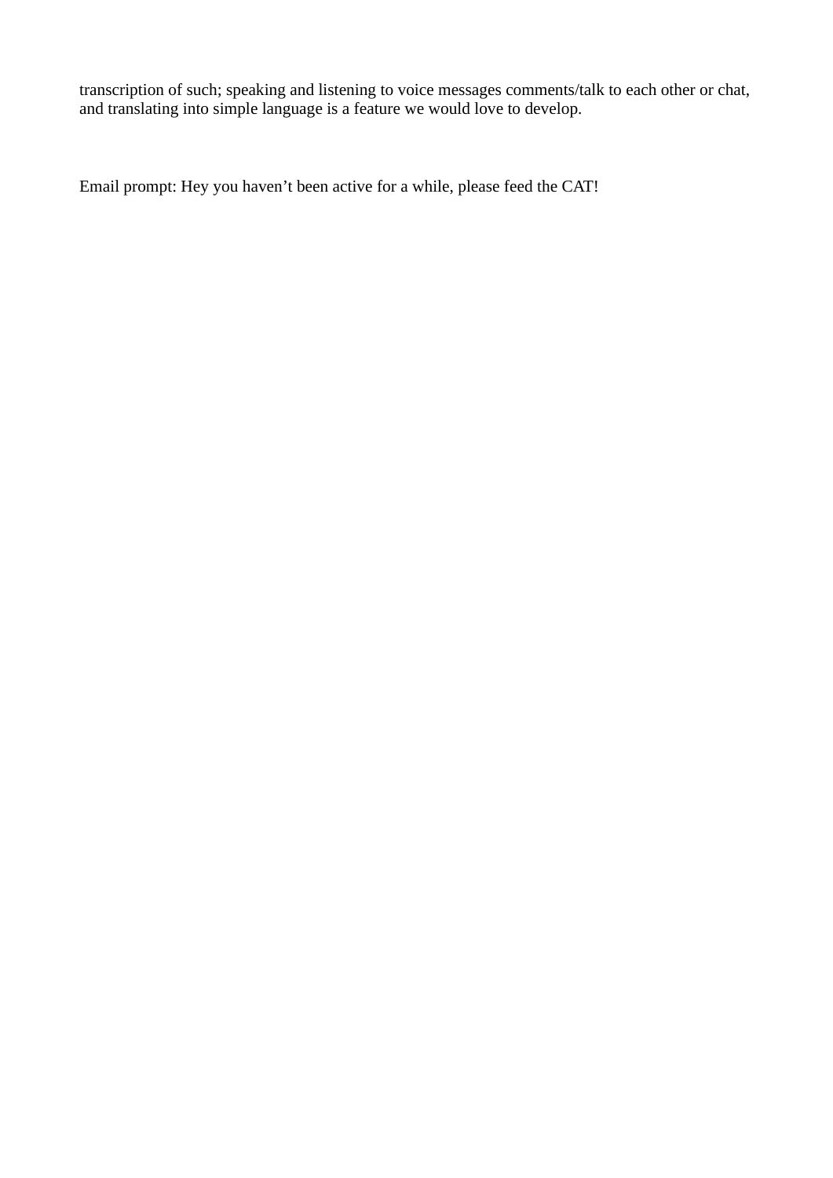transcription of such; speaking and listening to voice messages comments/talk to each other or chat, and translating into simple language is a feature we would love to develop.

Email prompt: Hey you haven't been active for a while, please feed the CAT!